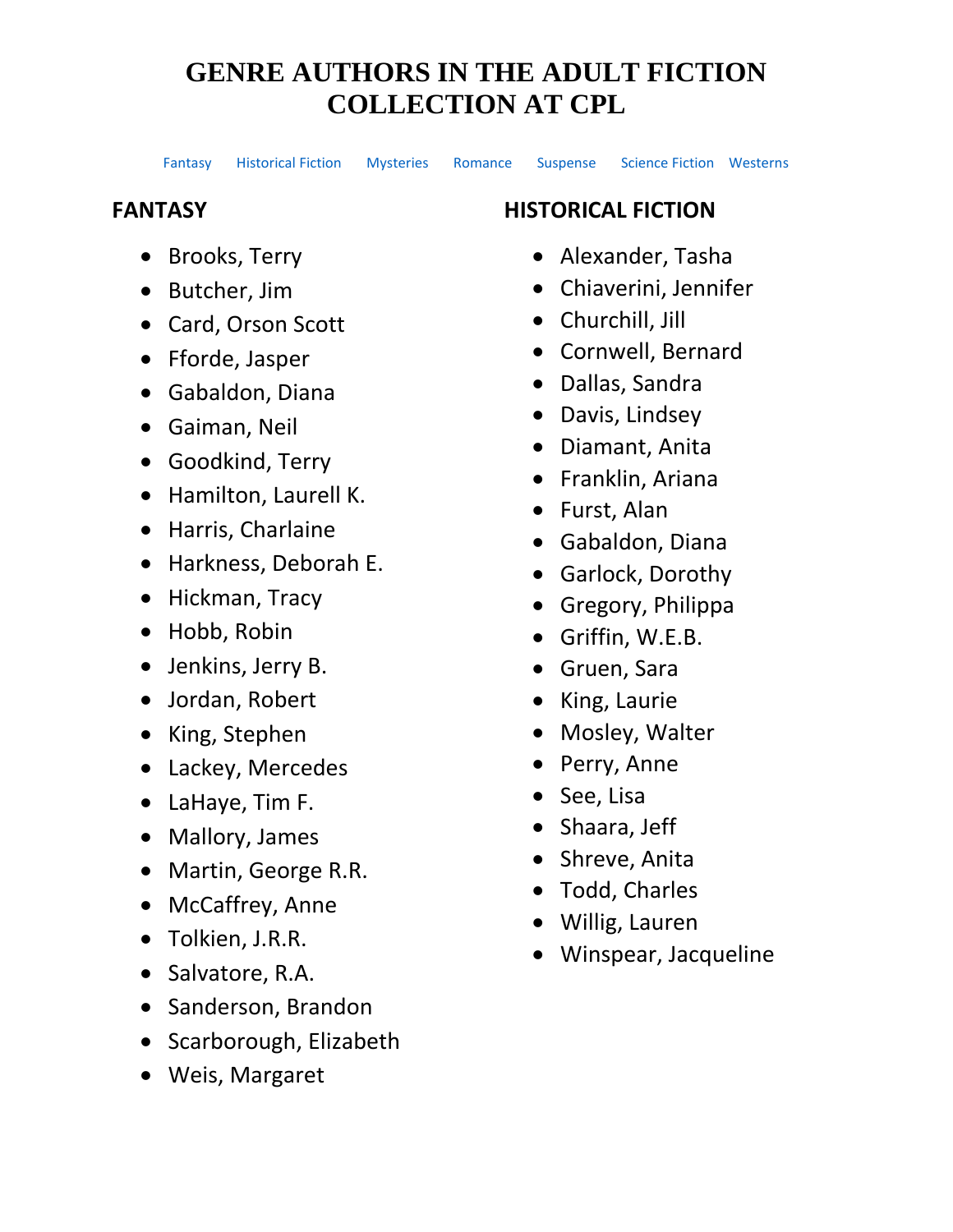# GENRE AUTHORS IN THE ADULT FICTION COLLECTION AT CPL

Fantasy Historical Fiction Mysteries Romance Suspense Science Fiction Westerns

## FANTASY

- Brooks, Terry
- Butcher, Jim
- Card, Orson Scott
- Fforde, Jasper
- Gabaldon, Diana
- Gaiman, Neil
- Goodkind, Terry
- Hamilton, Laurell K.
- Harris, Charlaine
- Harkness, Deborah E.
- Hickman, Tracy
- Hobb, Robin
- Jenkins, Jerry B.
- Jordan, Robert
- King, Stephen
- Lackey, Mercedes
- LaHaye, Tim F.
- Mallory, James
- Martin, George R.R.
- McCaffrey, Anne
- Tolkien, J.R.R.
- Salvatore, R.A.
- Sanderson, Brandon
- Scarborough, Elizabeth
- Weis, Margaret

## HISTORICAL FICTION

- Alexander, Tasha
- Chiaverini, Jennifer
- Churchill, Jill
- Cornwell, Bernard
- Dallas, Sandra
- Davis, Lindsey
- Diamant, Anita
- Franklin, Ariana
- Furst, Alan
- Gabaldon, Diana
- Garlock, Dorothy
- Gregory, Philippa
- Griffin, W.E.B.
- Gruen, Sara
- King, Laurie
- Mosley, Walter
- Perry, Anne
- See, Lisa
- Shaara, Jeff
- Shreve, Anita
- Todd, Charles
- Willig, Lauren
- Winspear, Jacqueline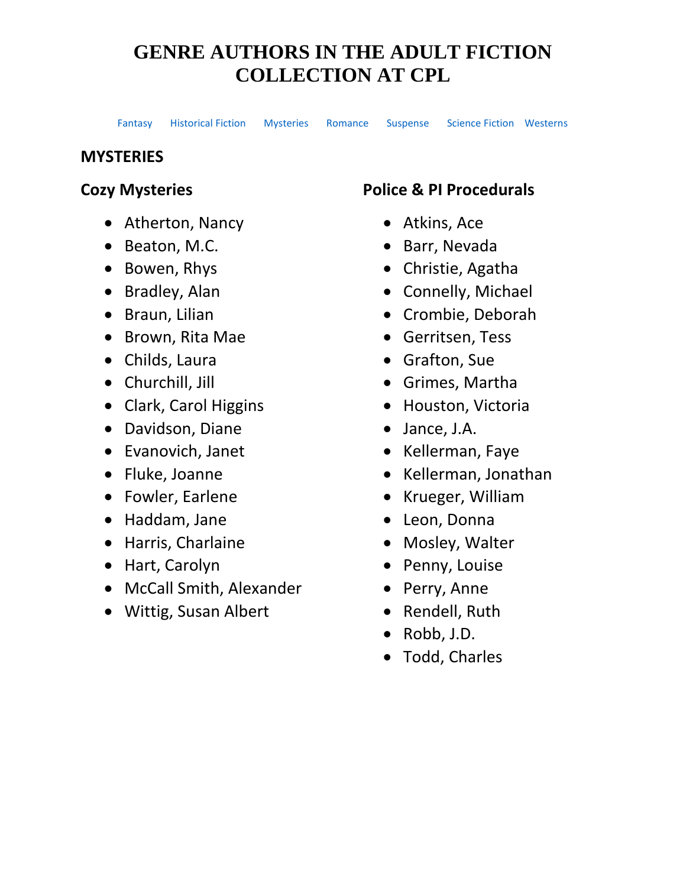# GENRE AUTHORS IN THE ADULT FICTION COLLECTION AT CPL

Fantasy    Historical Fiction    Mysteries    Romance    Suspense    Science Fiction    Westerns

## MYSTERIES

### Cozy Mysteries

- Atherton, Nancy
- Beaton, M.C.
- Bowen, Rhys
- Bradley, Alan
- Braun, Lilian
- Brown, Rita Mae
- Childs, Laura
- Churchill, Jill
- Clark, Carol Higgins
- Davidson, Diane
- Evanovich, Janet
- Fluke, Joanne
- Fowler, Earlene
- Haddam, Jane
- Harris, Charlaine
- Hart, Carolyn
- McCall Smith, Alexander
- Wittig, Susan Albert

### Police & PI Procedurals

- Atkins, Ace
- Barr, Nevada
- Christie, Agatha
- Connelly, Michael
- Crombie, Deborah
- Gerritsen, Tess
- Grafton, Sue
- Grimes, Martha
- Houston, Victoria
- Jance, J.A.
- Kellerman, Faye
- Kellerman, Jonathan
- Krueger, William
- Leon, Donna
- Mosley, Walter
- Penny, Louise
- Perry, Anne
- Rendell, Ruth
- Robb, J.D.
- Todd, Charles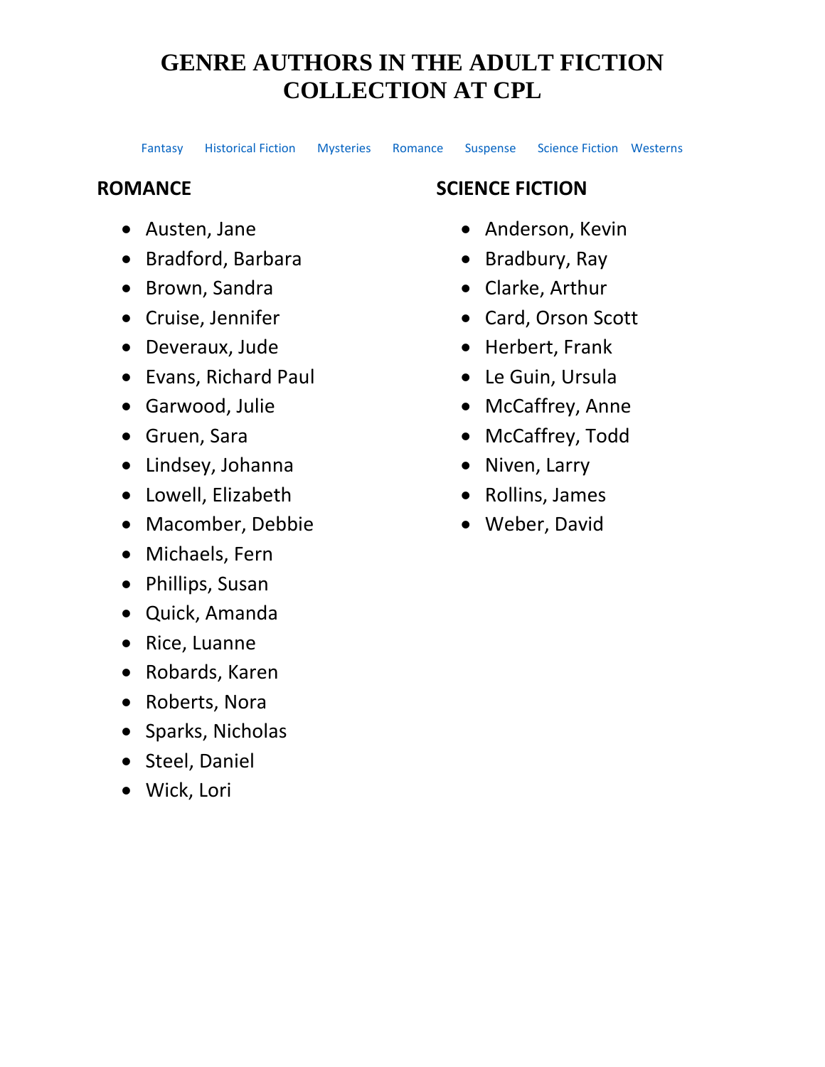# GENRE AUTHORS IN THE ADULT FICTION COLLECTION AT CPL

Fantasy Historical Fiction Mysteries Romance Suspense Science Fiction Westerns

## ROMANCE

- Austen, Jane
- Bradford, Barbara
- Brown, Sandra
- Cruise, Jennifer
- Deveraux, Jude
- Evans, Richard Paul
- Garwood, Julie
- Gruen, Sara
- Lindsey, Johanna
- Lowell, Elizabeth
- Macomber, Debbie
- Michaels, Fern
- Phillips, Susan
- Quick, Amanda
- Rice, Luanne
- Robards, Karen
- Roberts, Nora
- Sparks, Nicholas
- Steel, Daniel
- Wick, Lori

## SCIENCE FICTION

- Anderson, Kevin
- Bradbury, Ray
- Clarke, Arthur
- Card, Orson Scott
- Herbert, Frank
- Le Guin, Ursula
- McCaffrey, Anne
- McCaffrey, Todd
- Niven, Larry
- Rollins, James
- Weber, David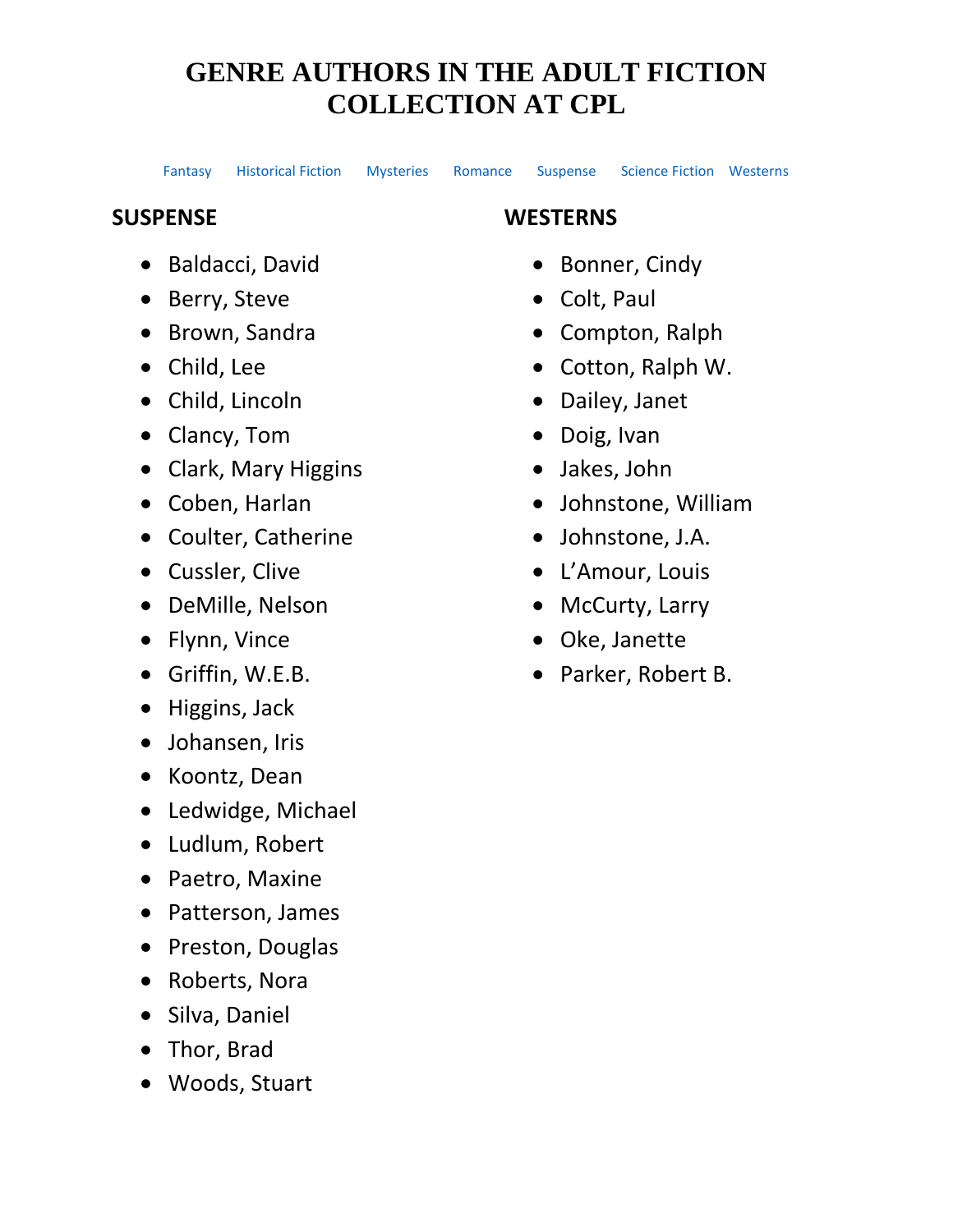# GENRE AUTHORS IN THE ADULT FICTION COLLECTION AT CPL

Fantasy Historical Fiction Mysteries Romance Suspense Science Fiction Westerns

## SUSPENSE

- Baldacci, David
- Berry, Steve
- Brown, Sandra
- Child, Lee
- Child, Lincoln
- Clancy, Tom
- Clark, Mary Higgins
- Coben, Harlan
- Coulter, Catherine
- Cussler, Clive
- DeMille, Nelson
- Flynn, Vince
- Griffin, W.E.B.
- Higgins, Jack
- Johansen, Iris
- Koontz, Dean
- Ledwidge, Michael
- Ludlum, Robert
- Paetro, Maxine
- Patterson, James
- Preston, Douglas
- Roberts, Nora
- Silva, Daniel
- Thor, Brad
- Woods, Stuart

## WESTERNS

- Bonner, Cindy
- Colt, Paul
- Compton, Ralph
- Cotton, Ralph W.
- Dailey, Janet
- Doig, Ivan
- Jakes, John
- Johnstone, William
- Johnstone, J.A.
- L'Amour, Louis
- McCurty, Larry
- Oke, Janette
- Parker, Robert B.